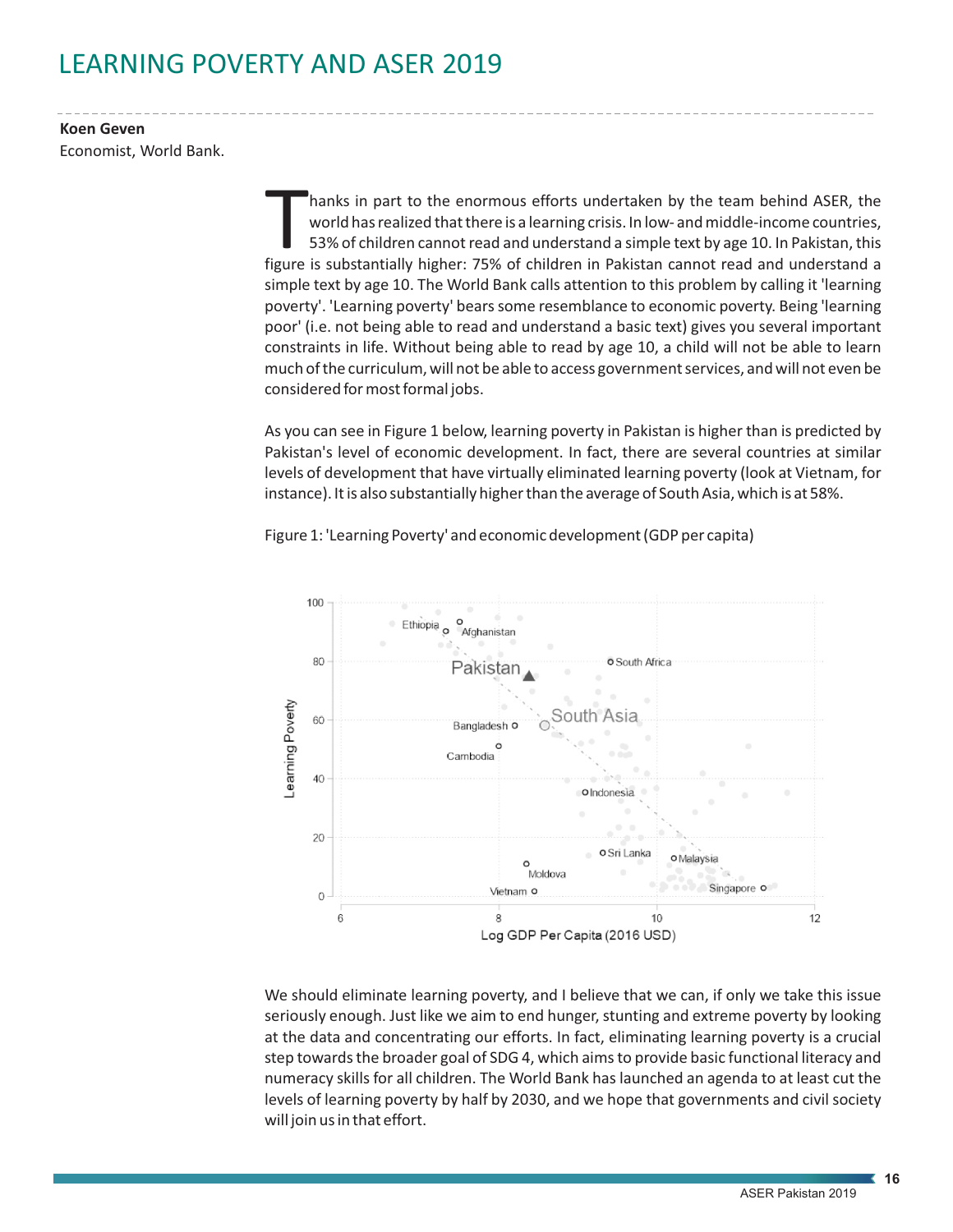# LEARNING POVERTY AND ASER 2019

**Koen Geven**
Economist, World Bank.

Thanks in part to the enormous efforts undertaken by the team behind ASER, the world has realized that there is a learning crisis. In low- and middle-income countries, 53% of children cannot read and understand a simple text by age 10. In Pakistan, this figure is substantially higher: 75% of children in Pakistan cannot read and understand a simple text by age 10. The World Bank calls attention to this problem by calling it 'learning poverty'. 'Learning poverty' bears some resemblance to economic poverty. Being 'learning poor' (i.e. not being able to read and understand a basic text) gives you several important constraints in life. Without being able to read by age 10, a child will not be able to learn much of the curriculum, will not be able to access government services, and will not even be considered for most formal jobs.

As you can see in Figure 1 below, learning poverty in Pakistan is higher than is predicted by Pakistan's level of economic development. In fact, there are several countries at similar levels of development that have virtually eliminated learning poverty (look at Vietnam, for instance). It is also substantially higher than the average of South Asia, which is at 58%.

Figure 1: 'Learning Poverty' and economic development (GDP per capita)

We should eliminate learning poverty, and I believe that we can, if only we take this issue seriously enough. Just like we aim to end hunger, stunting and extreme poverty by looking at the data and concentrating our efforts. In fact, eliminating learning poverty is a crucial step towards the broader goal of SDG 4, which aims to provide basic functional literacy and numeracy skills for all children. The World Bank has launched an agenda to at least cut the levels of learning poverty by half by 2030, and we hope that governments and civil society will join us in that effort.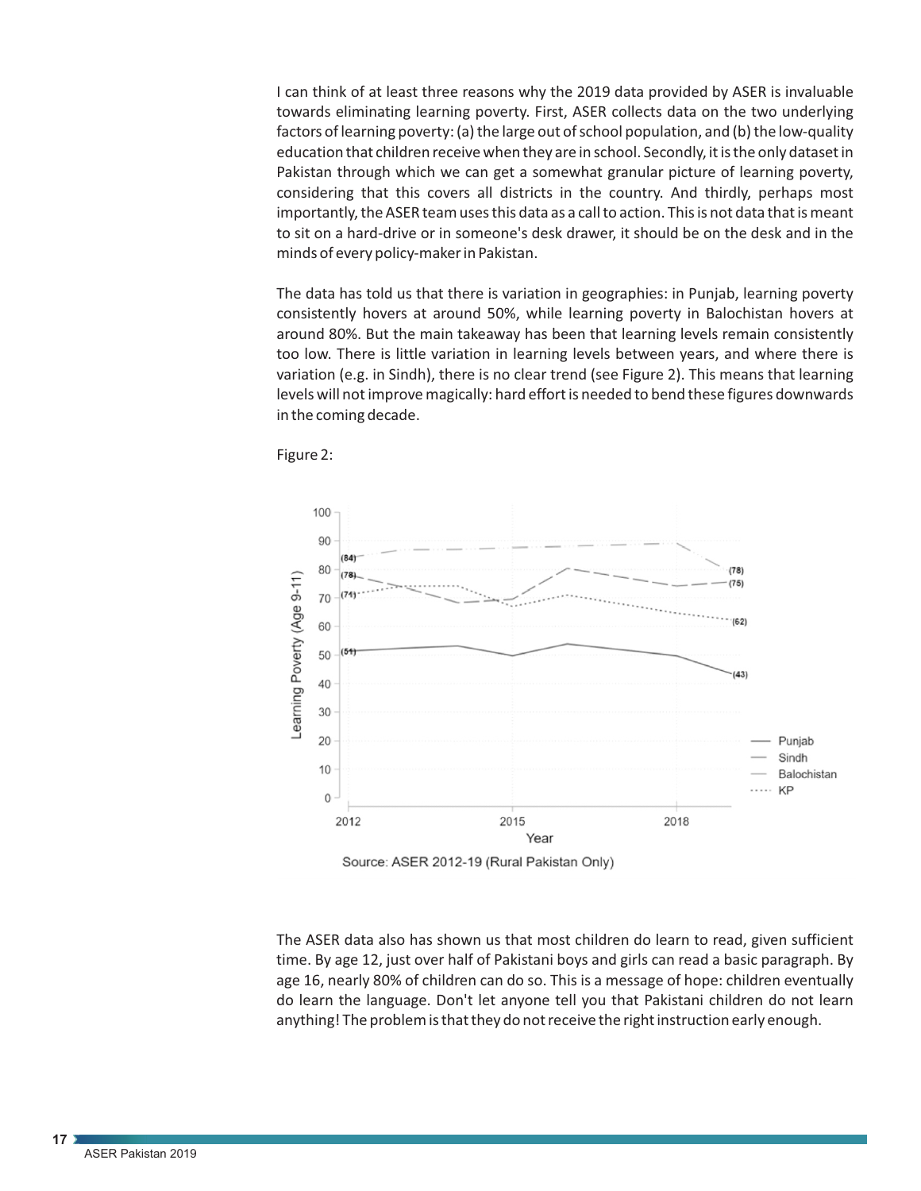I can think of at least three reasons why the 2019 data provided by ASER is invaluable towards eliminating learning poverty. First, ASER collects data on the two underlying factors of learning poverty: (a) the large out of school population, and (b) the low-quality education that children receive when they are in school. Secondly, it is the only dataset in Pakistan through which we can get a somewhat granular picture of learning poverty, considering that this covers all districts in the country. And thirdly, perhaps most importantly, the ASER team uses this data as a call to action. This is not data that is meant to sit on a hard-drive or in someone's desk drawer, it should be on the desk and in the minds of every policy-maker in Pakistan.

The data has told us that there is variation in geographies: in Punjab, learning poverty consistently hovers at around 50%, while learning poverty in Balochistan hovers at around 80%. But the main takeaway has been that learning levels remain consistently too low. There is little variation in learning levels between years, and where there is variation (e.g. in Sindh), there is no clear trend (see Figure 2). This means that learning levels will not improve magically: hard effort is needed to bend these figures downwards in the coming decade.

Figure 2:

Source: ASER 2012-19 (Rural Pakistan Only)

The ASER data also has shown us that most children do learn to read, given sufficient time. By age 12, just over half of Pakistani boys and girls can read a basic paragraph. By age 16, nearly 80% of children can do so. This is a message of hope: children eventually do learn the language. Don't let anyone tell you that Pakistani children do not learn anything! The problem is that they do not receive the right instruction early enough.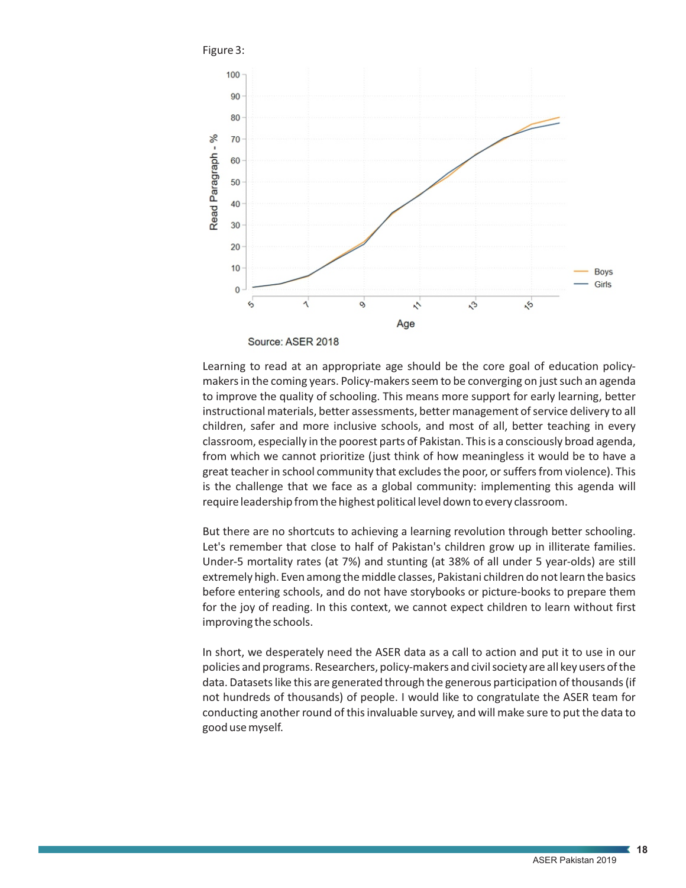Figure 3:

Read Paragraph - %

100
90
80
70
60
50
40
30
20
10
0

5
7
9
11
13
15

Age

Boys
Girls

Source: ASER 2018

Learning to read at an appropriate age should be the core goal of education policy-makers in the coming years. Policy-makers seem to be converging on just such an agenda to improve the quality of schooling. This means more support for early learning, better instructional materials, better assessments, better management of service delivery to all children, safer and more inclusive schools, and most of all, better teaching in every classroom, especially in the poorest parts of Pakistan. This is a consciously broad agenda, from which we cannot prioritize (just think of how meaningless it would be to have a great teacher in school community that excludes the poor, or suffers from violence). This is the challenge that we face as a global community: implementing this agenda will require leadership from the highest political level down to every classroom.

But there are no shortcuts to achieving a learning revolution through better schooling. Let's remember that close to half of Pakistan's children grow up in illiterate families. Under-5 mortality rates (at 7%) and stunting (at 38% of all under 5 year-olds) are still extremely high. Even among the middle classes, Pakistani children do not learn the basics before entering schools, and do not have storybooks or picture-books to prepare them for the joy of reading. In this context, we cannot expect children to learn without first improving the schools.

In short, we desperately need the ASER data as a call to action and put it to use in our policies and programs. Researchers, policy-makers and civil society are all key users of the data. Datasets like this are generated through the generous participation of thousands (if not hundreds of thousands) of people. I would like to congratulate the ASER team for conducting another round of this invaluable survey, and will make sure to put the data to good use myself.